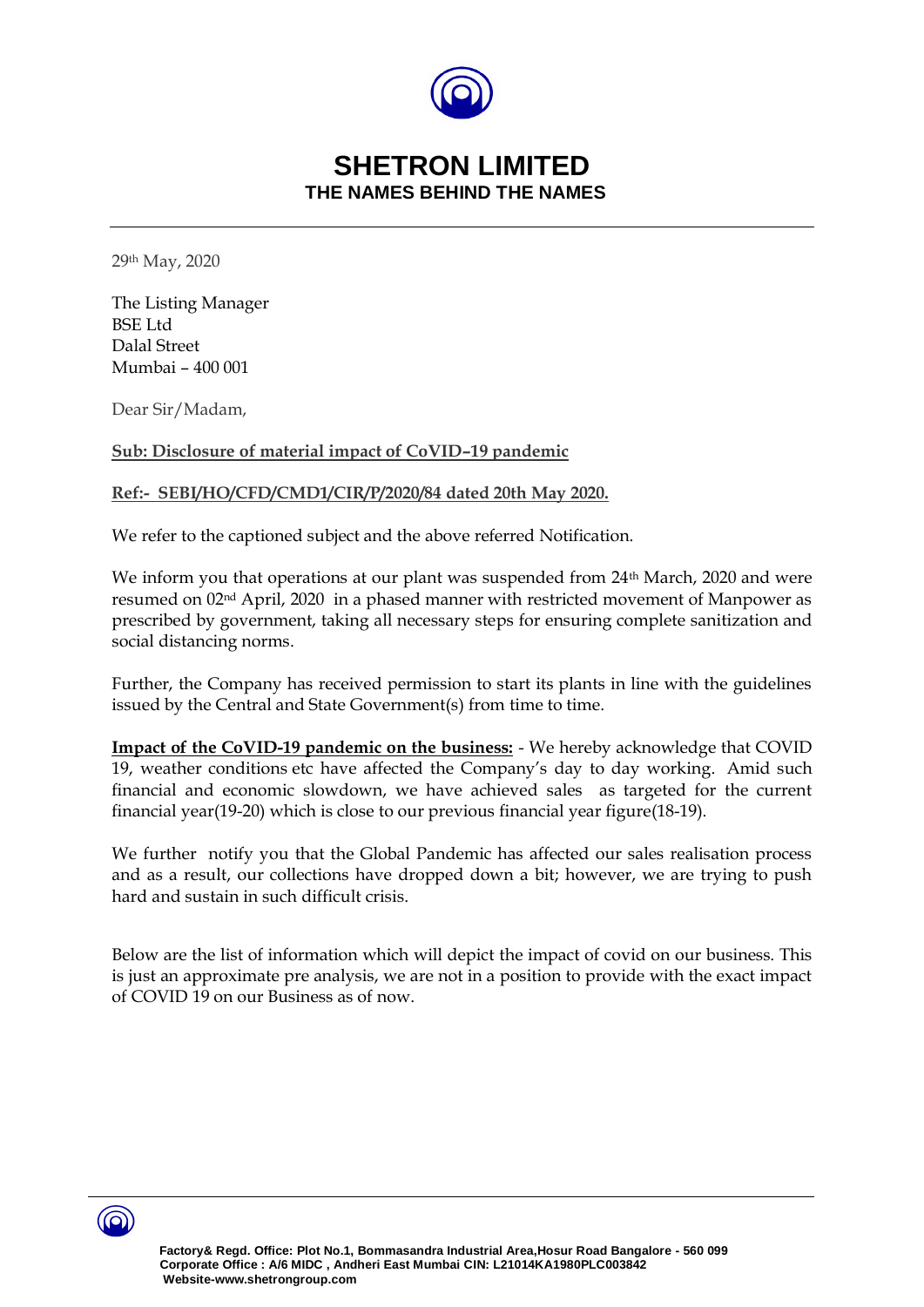# SHETRON LIMITED

## THE NAMES BEHIND THE NAMES

29th May, 2020

The Listing Manager
BSE Ltd
Dalal Street
Mumbai – 400 001

Dear Sir/Madam,

**Sub: Disclosure of material impact of CoVID–19 pandemic**

**Ref:- SEBI/HO/CFD/CMD1/CIR/P/2020/84 dated 20th May 2020.**

We refer to the captioned subject and the above referred Notification.

We inform you that operations at our plant was suspended from 24th March, 2020 and were resumed on 02nd April, 2020 in a phased manner with restricted movement of Manpower as prescribed by government, taking all necessary steps for ensuring complete sanitization and social distancing norms.

Further, the Company has received permission to start its plants in line with the guidelines issued by the Central and State Government(s) from time to time.

**Impact of the CoVID-19 pandemic on the business:** - We hereby acknowledge that COVID 19, weather conditions etc have affected the Company's day to day working. Amid such financial and economic slowdown, we have achieved sales as targeted for the current financial year(19-20) which is close to our previous financial year figure(18-19).

We further notify you that the Global Pandemic has affected our sales realisation process and as a result, our collections have dropped down a bit; however, we are trying to push hard and sustain in such difficult crisis.

Below are the list of information which will depict the impact of covid on our business. This is just an approximate pre analysis, we are not in a position to provide with the exact impact of COVID 19 on our Business as of now.

Factory& Regd. Office: Plot No.1, Bommasandra Industrial Area,Hosur Road Bangalore - 560 099
Corporate Office : A/6 MIDC , Andheri East Mumbai CIN: L21014KA1980PLC003842
Website-www.shetrongroup.com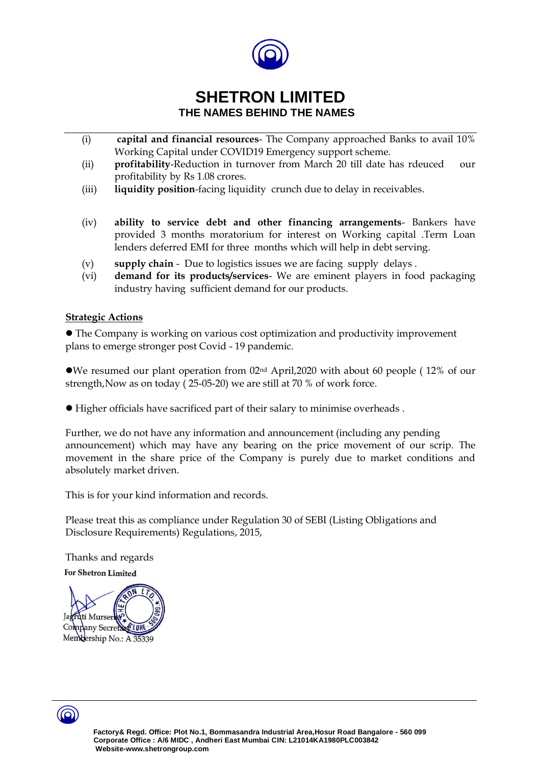# SHETRON LIMITED

## THE NAMES BEHIND THE NAMES

(i) **capital and financial resources**- The Company approached Banks to avail 10% Working Capital under COVID19 Emergency support scheme.

(ii) **profitability**-Reduction in turnover from March 20 till date has rdeuced our profitability by Rs 1.08 crores.

(iii) **liquidity position**-facing liquidity crunch due to delay in receivables.

(iv) **ability to service debt and other financing arrangements**- Bankers have provided 3 months moratorium for interest on Working capital .Term Loan lenders deferred EMI for three months which will help in debt serving.

(v) **supply chain** - Due to logistics issues we are facing supply delays .

(vi) **demand for its products/services**- We are eminent players in food packaging industry having sufficient demand for our products.

**Strategic Actions**

● The Company is working on various cost optimization and productivity improvement plans to emerge stronger post Covid - 19 pandemic.

●We resumed our plant operation from 02nd April,2020 with about 60 people ( 12% of our strength,Now as on today ( 25-05-20) we are still at 70 % of work force.

● Higher officials have sacrificed part of their salary to minimise overheads .

Further, we do not have any information and announcement (including any pending announcement) which may have any bearing on the price movement of our scrip. The movement in the share price of the Company is purely due to market conditions and absolutely market driven.

This is for your kind information and records.

Please treat this as compliance under Regulation 30 of SEBI (Listing Obligations and Disclosure Requirements) Regulations, 2015,

Thanks and regards

For Shetron Limited

Jagruti Mursenia
Company Secretary
Membership No.: A 35339

Factory& Regd. Office: Plot No.1, Bommasandra Industrial Area,Hosur Road Bangalore - 560 099
Corporate Office : A/6 MIDC , Andheri East Mumbai CIN: L21014KA1980PLC003842
Website-www.shetrongroup.com